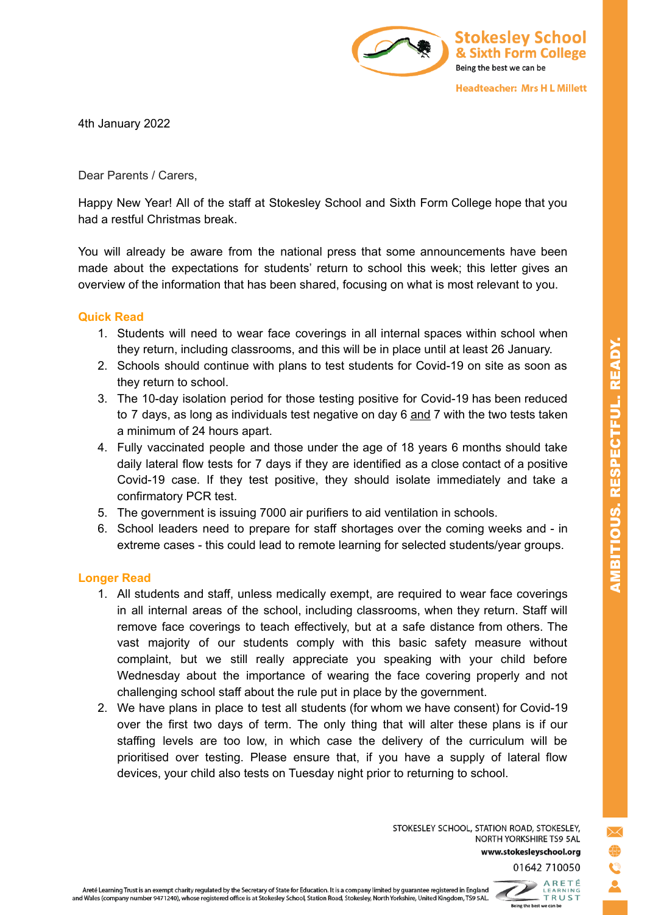Stokesley School & Sixth Form College
Being the best we can be

Headteacher: Mrs H L Millett

4th January 2022

Dear Parents / Carers,

Happy New Year! All of the staff at Stokesley School and Sixth Form College hope that you had a restful Christmas break.

You will already be aware from the national press that some announcements have been made about the expectations for students' return to school this week; this letter gives an overview of the information that has been shared, focusing on what is most relevant to you.

**Quick Read**

1. Students will need to wear face coverings in all internal spaces within school when they return, including classrooms, and this will be in place until at least 26 January.
2. Schools should continue with plans to test students for Covid-19 on site as soon as they return to school.
3. The 10-day isolation period for those testing positive for Covid-19 has been reduced to 7 days, as long as individuals test negative on day 6 and 7 with the two tests taken a minimum of 24 hours apart.
4. Fully vaccinated people and those under the age of 18 years 6 months should take daily lateral flow tests for 7 days if they are identified as a close contact of a positive Covid-19 case. If they test positive, they should isolate immediately and take a confirmatory PCR test.
5. The government is issuing 7000 air purifiers to aid ventilation in schools.
6. School leaders need to prepare for staff shortages over the coming weeks and - in extreme cases - this could lead to remote learning for selected students/year groups.

**Longer Read**

1. All students and staff, unless medically exempt, are required to wear face coverings in all internal areas of the school, including classrooms, when they return. Staff will remove face coverings to teach effectively, but at a safe distance from others. The vast majority of our students comply with this basic safety measure without complaint, but we still really appreciate you speaking with your child before Wednesday about the importance of wearing the face covering properly and not challenging school staff about the rule put in place by the government.
2. We have plans in place to test all students (for whom we have consent) for Covid-19 over the first two days of term. The only thing that will alter these plans is if our staffing levels are too low, in which case the delivery of the curriculum will be prioritised over testing. Please ensure that, if you have a supply of lateral flow devices, your child also tests on Tuesday night prior to returning to school.

AMBITIOUS. RESPECTFUL. READY.

STOKESLEY SCHOOL, STATION ROAD, STOKESLEY, NORTH YORKSHIRE TS9 5AL
www.stokesleyschool.org
01642 710050

Areté Learning Trust is an exempt charity regulated by the Secretary of State for Education. It is a company limited by guarantee registered in England and Wales (company number 9471240), whose registered office is at Stokesley School, Station Road, Stokesley, North Yorkshire, United Kingdom, TS9 5AL.

ARETÉ LEARNING TRUST
Being the best we can be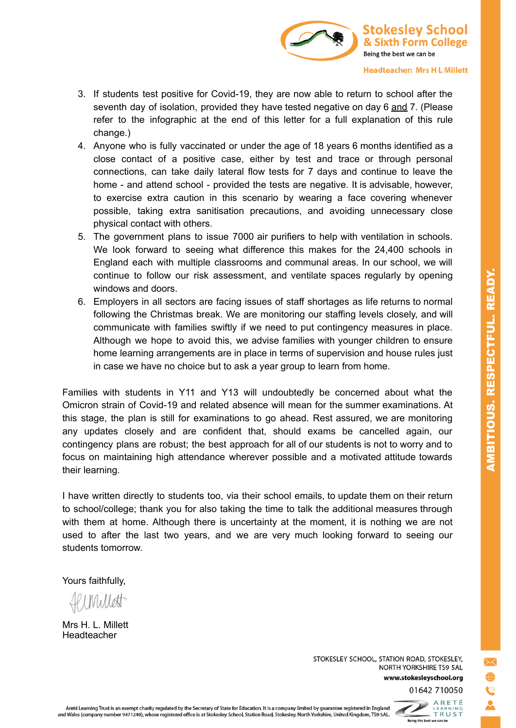3. If students test positive for Covid-19, they are now able to return to school after the seventh day of isolation, provided they have tested negative on day 6 and 7. (Please refer to the infographic at the end of this letter for a full explanation of this rule change.)
4. Anyone who is fully vaccinated or under the age of 18 years 6 months identified as a close contact of a positive case, either by test and trace or through personal connections, can take daily lateral flow tests for 7 days and continue to leave the home - and attend school - provided the tests are negative. It is advisable, however, to exercise extra caution in this scenario by wearing a face covering whenever possible, taking extra sanitisation precautions, and avoiding unnecessary close physical contact with others.
5. The government plans to issue 7000 air purifiers to help with ventilation in schools. We look forward to seeing what difference this makes for the 24,400 schools in England each with multiple classrooms and communal areas. In our school, we will continue to follow our risk assessment, and ventilate spaces regularly by opening windows and doors.
6. Employers in all sectors are facing issues of staff shortages as life returns to normal following the Christmas break. We are monitoring our staffing levels closely, and will communicate with families swiftly if we need to put contingency measures in place. Although we hope to avoid this, we advise families with younger children to ensure home learning arrangements are in place in terms of supervision and house rules just in case we have no choice but to ask a year group to learn from home.

Families with students in Y11 and Y13 will undoubtedly be concerned about what the Omicron strain of Covid-19 and related absence will mean for the summer examinations. At this stage, the plan is still for examinations to go ahead. Rest assured, we are monitoring any updates closely and are confident that, should exams be cancelled again, our contingency plans are robust; the best approach for all of our students is not to worry and to focus on maintaining high attendance wherever possible and a motivated attitude towards their learning.

I have written directly to students too, via their school emails, to update them on their return to school/college; thank you for also taking the time to talk the additional measures through with them at home. Although there is uncertainty at the moment, it is nothing we are not used to after the last two years, and we are very much looking forward to seeing our students tomorrow.

Yours faithfully,

Mrs H. L. Millett
Headteacher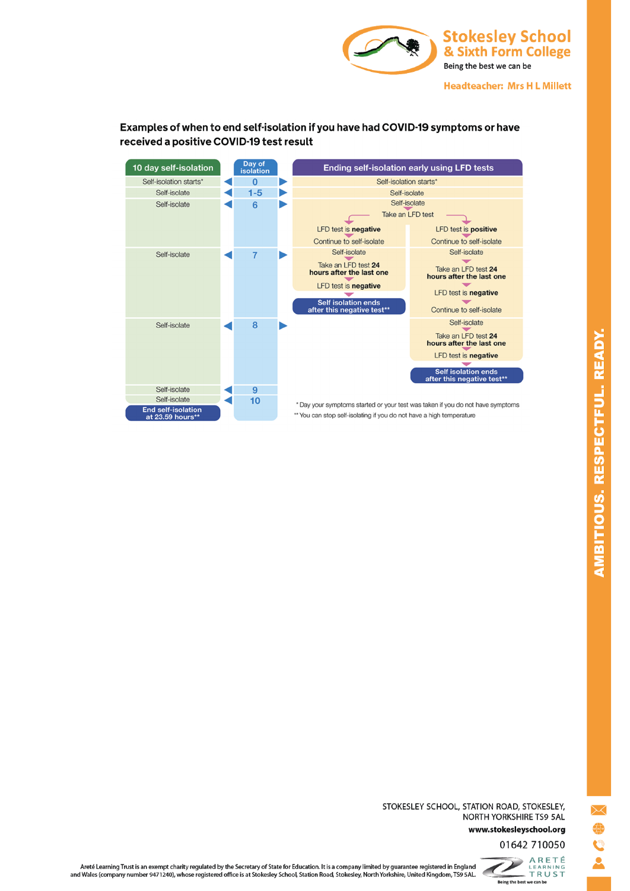Stokesley School & Sixth Form College

Being the best we can be

Headteacher: Mrs H L Millett

## Examples of when to end self-isolation if you have had COVID-19 symptoms or have received a positive COVID-19 test result

| 10 day self-isolation | Day of isolation | Ending self-isolation early using LFD tests | |
|---|---|---|---|
| Self-isolation starts* | 0 | Self-isolation starts* | |
| Self-isolate | 1-5 | Self-isolate | |
| Self-isolate | 6 | Self-isolate<br>Take an LFD test | |
| | | LFD test is **negative**<br>Continue to self-isolate | LFD test is **positive**<br>Continue to self-isolate |
| Self-isolate | 7 | Self-isolate<br>Take an LFD test **24 hours after the last one**<br>LFD test is **negative**<br>**Self isolation ends after this negative test**** | Self-isolate<br>Take an LFD test **24 hours after the last one**<br>LFD test is **negative**<br>Continue to self-isolate |
| Self-isolate | 8 | | Self-isolate<br>Take an LFD test **24 hours after the last one**<br>LFD test is **negative**<br>**Self isolation ends after this negative test**** |
| Self-isolate | 9 | | |
| Self-isolate | 10 | | |
| **End self-isolation at 23.59 hours**** | | | |

\* Day your symptoms started or your test was taken if you do not have symptoms

** You can stop self-isolating if you do not have a high temperature

AMBITIOUS. RESPECTFUL. READY.

STOKESLEY SCHOOL, STATION ROAD, STOKESLEY, NORTH YORKSHIRE TS9 5AL

**www.stokesleyschool.org**

01642 710050

Areté Learning Trust is an exempt charity regulated by the Secretary of State for Education. It is a company limited by guarantee registered in England and Wales (company number 9471240), whose registered office is at Stokesley School, Station Road, Stokesley, North Yorkshire, United Kingdom, TS9 5AL.

ARETÉ LEARNING TRUST

Being the best we can be